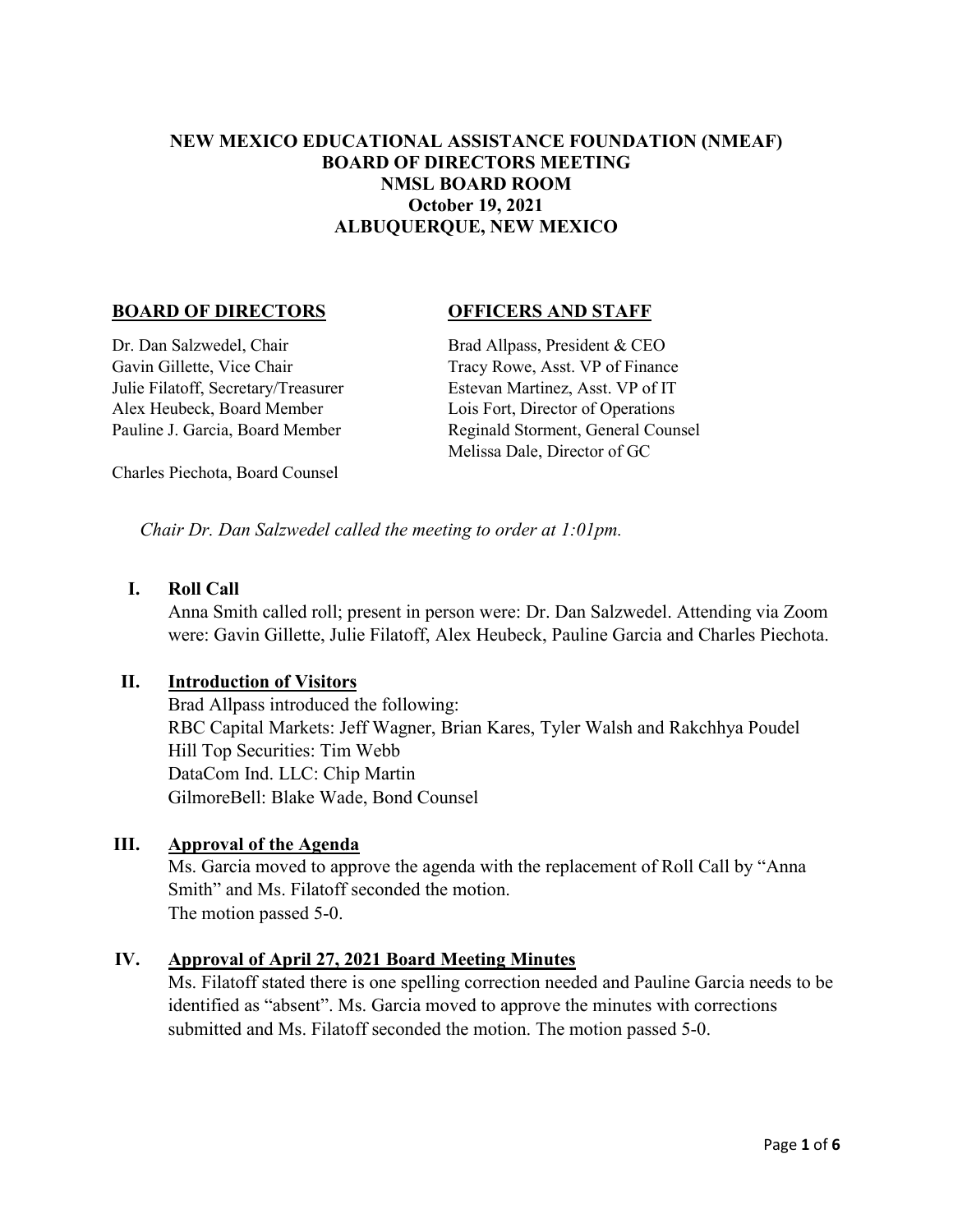# NEW MEXICO EDUCATIONAL ASSISTANCE FOUNDATION (NMEAF)
# BOARD OF DIRECTORS MEETING
# NMSL BOARD ROOM
# October 19, 2021
# ALBUQUERQUE, NEW MEXICO

**BOARD OF DIRECTORS**

Dr. Dan Salzwedel, Chair
Gavin Gillette, Vice Chair
Julie Filatoff, Secretary/Treasurer
Alex Heubeck, Board Member
Pauline J. Garcia, Board Member

Charles Piechota, Board Counsel

**OFFICERS AND STAFF**

Brad Allpass, President & CEO
Tracy Rowe, Asst. VP of Finance
Estevan Martinez, Asst. VP of IT
Lois Fort, Director of Operations
Reginald Storment, General Counsel
Melissa Dale, Director of GC

*Chair Dr. Dan Salzwedel called the meeting to order at 1:01pm.*

## I. Roll Call

Anna Smith called roll; present in person were: Dr. Dan Salzwedel. Attending via Zoom were: Gavin Gillette, Julie Filatoff, Alex Heubeck, Pauline Garcia and Charles Piechota.

## II. Introduction of Visitors

Brad Allpass introduced the following:
RBC Capital Markets: Jeff Wagner, Brian Kares, Tyler Walsh and Rakchhya Poudel
Hill Top Securities: Tim Webb
DataCom Ind. LLC: Chip Martin
GilmoreBell: Blake Wade, Bond Counsel

## III. Approval of the Agenda

Ms. Garcia moved to approve the agenda with the replacement of Roll Call by "Anna Smith" and Ms. Filatoff seconded the motion.
The motion passed 5-0.

## IV. Approval of April 27, 2021 Board Meeting Minutes

Ms. Filatoff stated there is one spelling correction needed and Pauline Garcia needs to be identified as "absent". Ms. Garcia moved to approve the minutes with corrections submitted and Ms. Filatoff seconded the motion. The motion passed 5-0.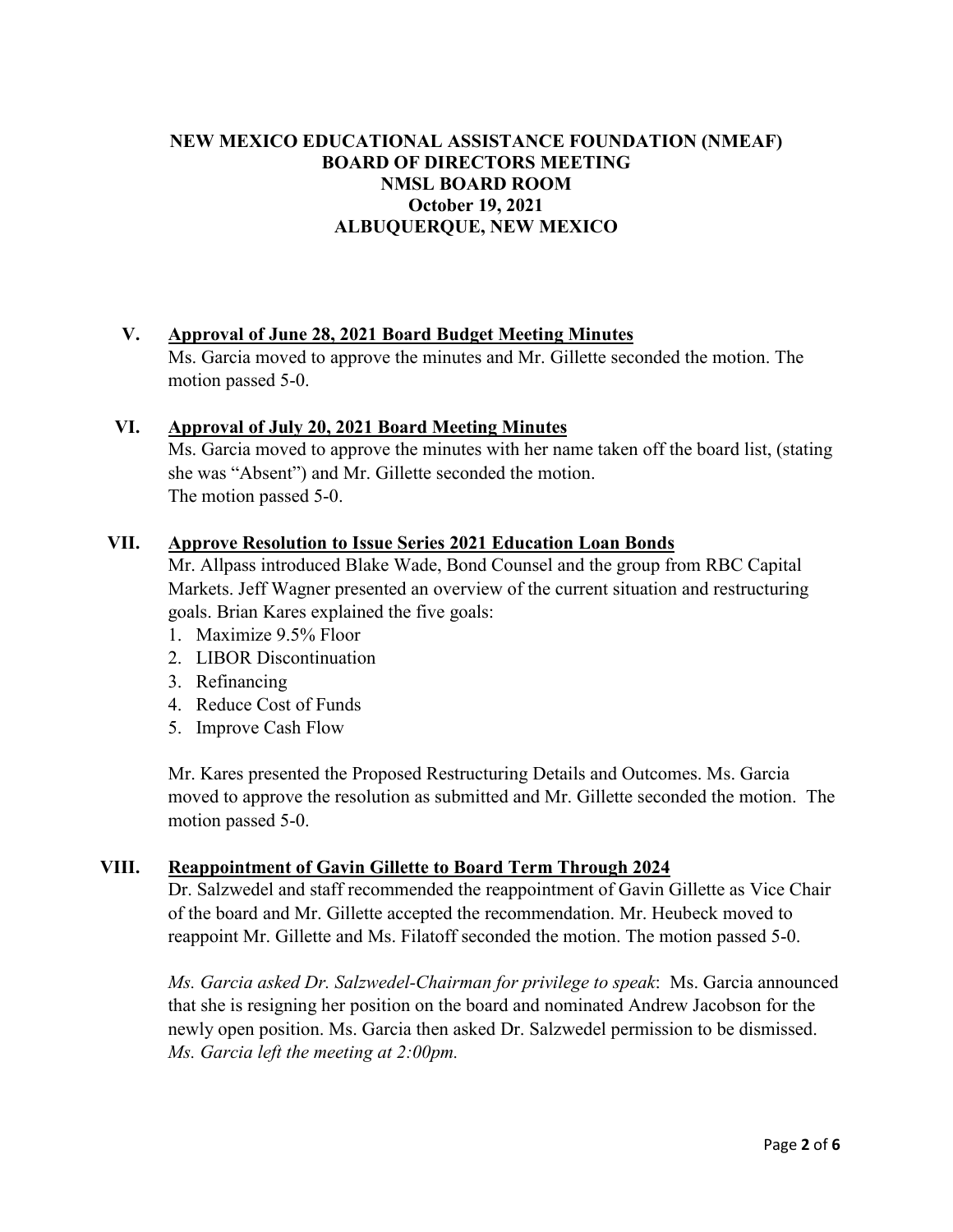**NEW MEXICO EDUCATIONAL ASSISTANCE FOUNDATION (NMEAF)**
**BOARD OF DIRECTORS MEETING**
**NMSL BOARD ROOM**
**October 19, 2021**
**ALBUQUERQUE, NEW MEXICO**

**V. Approval of June 28, 2021 Board Budget Meeting Minutes**

Ms. Garcia moved to approve the minutes and Mr. Gillette seconded the motion. The motion passed 5-0.

**VI. Approval of July 20, 2021 Board Meeting Minutes**

Ms. Garcia moved to approve the minutes with her name taken off the board list, (stating she was "Absent") and Mr. Gillette seconded the motion.
The motion passed 5-0.

**VII. Approve Resolution to Issue Series 2021 Education Loan Bonds**

Mr. Allpass introduced Blake Wade, Bond Counsel and the group from RBC Capital Markets. Jeff Wagner presented an overview of the current situation and restructuring goals. Brian Kares explained the five goals:

1. Maximize 9.5% Floor
2. LIBOR Discontinuation
3. Refinancing
4. Reduce Cost of Funds
5. Improve Cash Flow

Mr. Kares presented the Proposed Restructuring Details and Outcomes. Ms. Garcia moved to approve the resolution as submitted and Mr. Gillette seconded the motion. The motion passed 5-0.

**VIII. Reappointment of Gavin Gillette to Board Term Through 2024**

Dr. Salzwedel and staff recommended the reappointment of Gavin Gillette as Vice Chair of the board and Mr. Gillette accepted the recommendation. Mr. Heubeck moved to reappoint Mr. Gillette and Ms. Filatoff seconded the motion. The motion passed 5-0.

*Ms. Garcia asked Dr. Salzwedel-Chairman for privilege to speak*: Ms. Garcia announced that she is resigning her position on the board and nominated Andrew Jacobson for the newly open position. Ms. Garcia then asked Dr. Salzwedel permission to be dismissed. *Ms. Garcia left the meeting at 2:00pm.*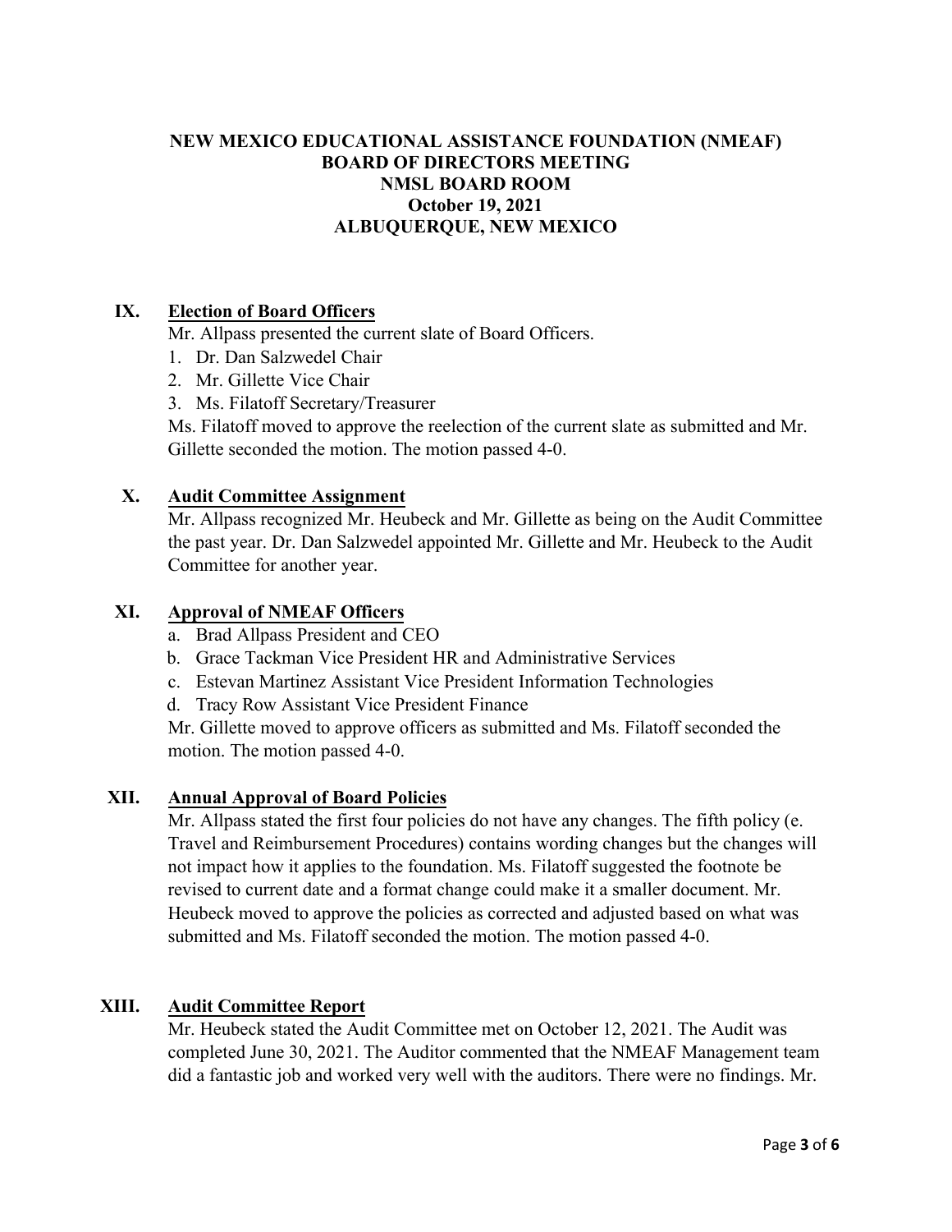**NEW MEXICO EDUCATIONAL ASSISTANCE FOUNDATION (NMEAF)**
**BOARD OF DIRECTORS MEETING**
**NMSL BOARD ROOM**
**October 19, 2021**
**ALBUQUERQUE, NEW MEXICO**

## IX. Election of Board Officers

Mr. Allpass presented the current slate of Board Officers.

1. Dr. Dan Salzwedel Chair
2. Mr. Gillette Vice Chair
3. Ms. Filatoff Secretary/Treasurer

Ms. Filatoff moved to approve the reelection of the current slate as submitted and Mr. Gillette seconded the motion. The motion passed 4-0.

## X. Audit Committee Assignment

Mr. Allpass recognized Mr. Heubeck and Mr. Gillette as being on the Audit Committee the past year. Dr. Dan Salzwedel appointed Mr. Gillette and Mr. Heubeck to the Audit Committee for another year.

## XI. Approval of NMEAF Officers

a. Brad Allpass President and CEO
b. Grace Tackman Vice President HR and Administrative Services
c. Estevan Martinez Assistant Vice President Information Technologies
d. Tracy Row Assistant Vice President Finance

Mr. Gillette moved to approve officers as submitted and Ms. Filatoff seconded the motion. The motion passed 4-0.

## XII. Annual Approval of Board Policies

Mr. Allpass stated the first four policies do not have any changes. The fifth policy (e. Travel and Reimbursement Procedures) contains wording changes but the changes will not impact how it applies to the foundation. Ms. Filatoff suggested the footnote be revised to current date and a format change could make it a smaller document. Mr. Heubeck moved to approve the policies as corrected and adjusted based on what was submitted and Ms. Filatoff seconded the motion. The motion passed 4-0.

## XIII. Audit Committee Report

Mr. Heubeck stated the Audit Committee met on October 12, 2021. The Audit was completed June 30, 2021. The Auditor commented that the NMEAF Management team did a fantastic job and worked very well with the auditors. There were no findings. Mr.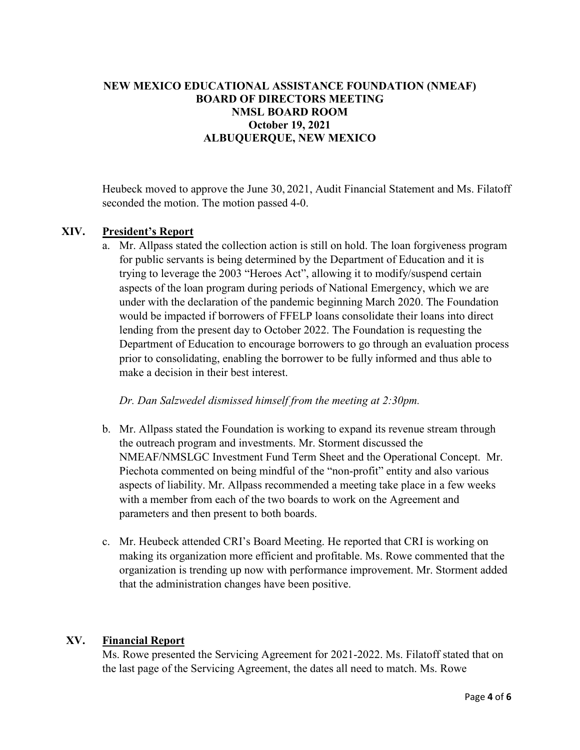**NEW MEXICO EDUCATIONAL ASSISTANCE FOUNDATION (NMEAF)**
**BOARD OF DIRECTORS MEETING**
**NMSL BOARD ROOM**
**October 19, 2021**
**ALBUQUERQUE, NEW MEXICO**

Heubeck moved to approve the June 30, 2021, Audit Financial Statement and Ms. Filatoff seconded the motion. The motion passed 4-0.

## XIV. President's Report

a. Mr. Allpass stated the collection action is still on hold. The loan forgiveness program for public servants is being determined by the Department of Education and it is trying to leverage the 2003 "Heroes Act", allowing it to modify/suspend certain aspects of the loan program during periods of National Emergency, which we are under with the declaration of the pandemic beginning March 2020. The Foundation would be impacted if borrowers of FFELP loans consolidate their loans into direct lending from the present day to October 2022. The Foundation is requesting the Department of Education to encourage borrowers to go through an evaluation process prior to consolidating, enabling the borrower to be fully informed and thus able to make a decision in their best interest.

*Dr. Dan Salzwedel dismissed himself from the meeting at 2:30pm.*

b. Mr. Allpass stated the Foundation is working to expand its revenue stream through the outreach program and investments. Mr. Storment discussed the NMEAF/NMSLGC Investment Fund Term Sheet and the Operational Concept. Mr. Piechota commented on being mindful of the "non-profit" entity and also various aspects of liability. Mr. Allpass recommended a meeting take place in a few weeks with a member from each of the two boards to work on the Agreement and parameters and then present to both boards.

c. Mr. Heubeck attended CRI's Board Meeting. He reported that CRI is working on making its organization more efficient and profitable. Ms. Rowe commented that the organization is trending up now with performance improvement. Mr. Storment added that the administration changes have been positive.

## XV. Financial Report

Ms. Rowe presented the Servicing Agreement for 2021-2022. Ms. Filatoff stated that on the last page of the Servicing Agreement, the dates all need to match. Ms. Rowe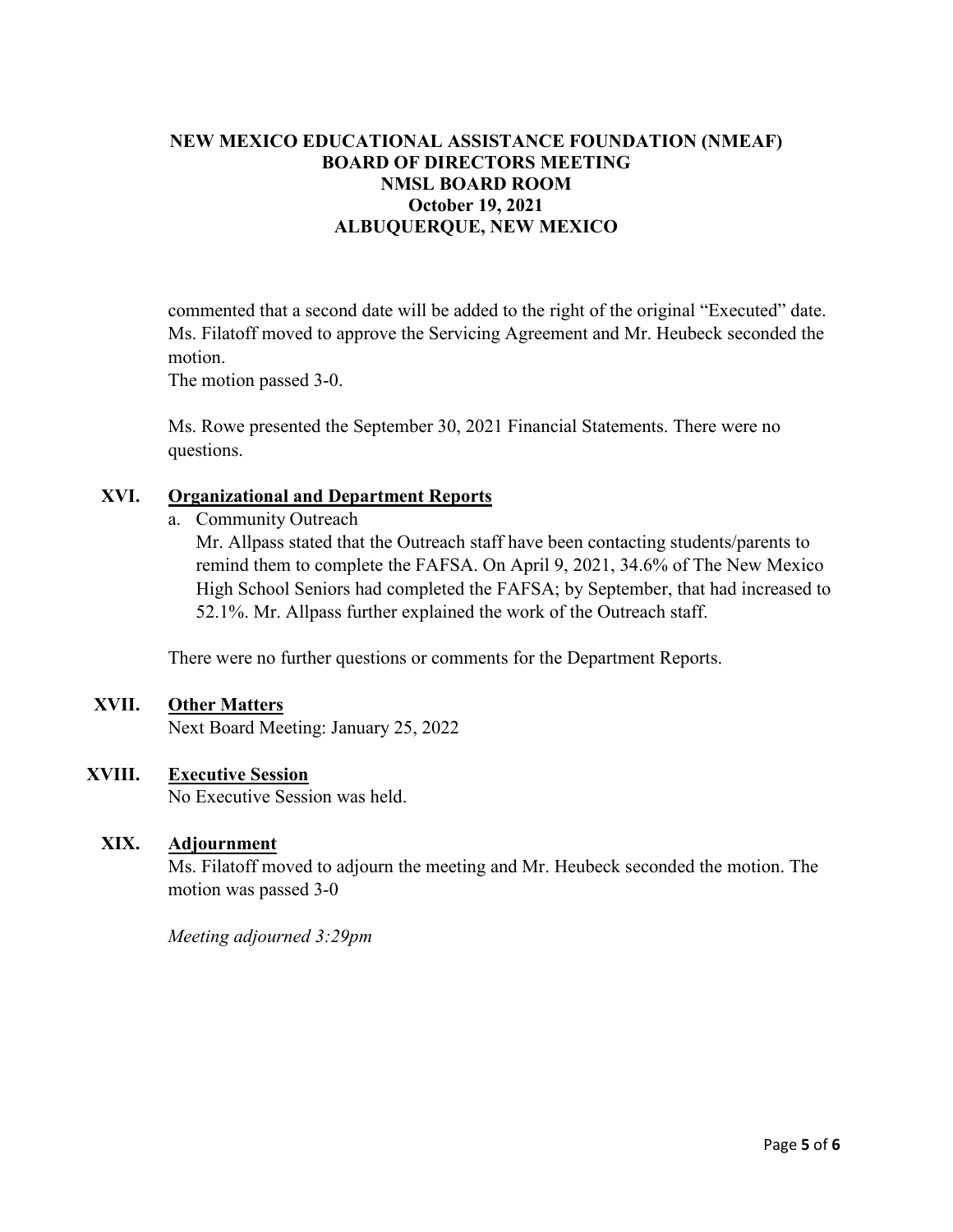# NEW MEXICO EDUCATIONAL ASSISTANCE FOUNDATION (NMEAF) BOARD OF DIRECTORS MEETING NMSL BOARD ROOM October 19, 2021 ALBUQUERQUE, NEW MEXICO

commented that a second date will be added to the right of the original "Executed" date. Ms. Filatoff moved to approve the Servicing Agreement and Mr. Heubeck seconded the motion.
The motion passed 3-0.

Ms. Rowe presented the September 30, 2021 Financial Statements. There were no questions.

## XVI. Organizational and Department Reports

a. Community Outreach
   Mr. Allpass stated that the Outreach staff have been contacting students/parents to remind them to complete the FAFSA. On April 9, 2021, 34.6% of The New Mexico High School Seniors had completed the FAFSA; by September, that had increased to 52.1%. Mr. Allpass further explained the work of the Outreach staff.

There were no further questions or comments for the Department Reports.

## XVII. Other Matters

Next Board Meeting: January 25, 2022

## XVIII. Executive Session

No Executive Session was held.

## XIX. Adjournment

Ms. Filatoff moved to adjourn the meeting and Mr. Heubeck seconded the motion. The motion was passed 3-0

*Meeting adjourned 3:29pm*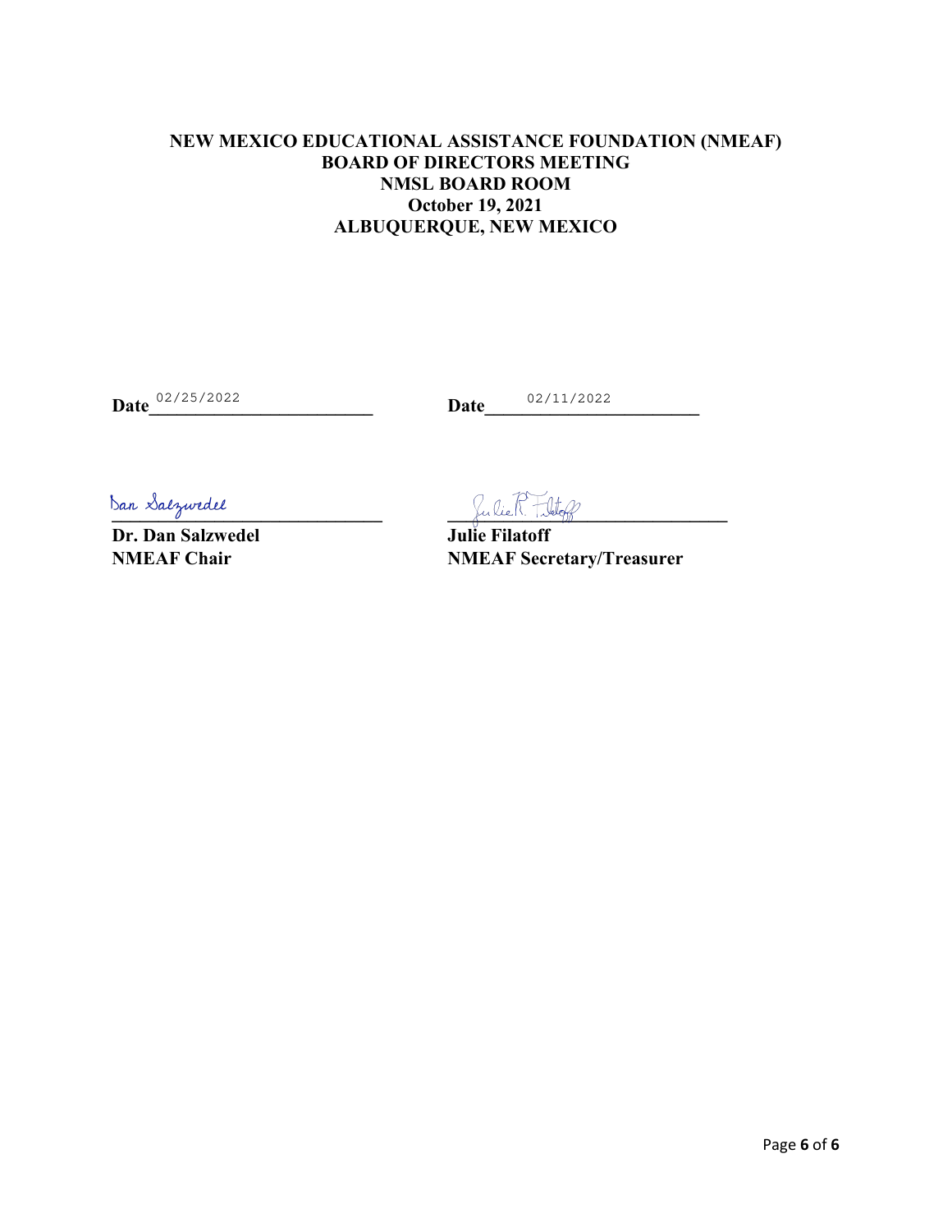**NEW MEXICO EDUCATIONAL ASSISTANCE FOUNDATION (NMEAF)**
**BOARD OF DIRECTORS MEETING**
**NMSL BOARD ROOM**
**October 19, 2021**
**ALBUQUERQUE, NEW MEXICO**

**Date** 02/25/2022

Dan Salzwedel

**Dr. Dan Salzwedel**
**NMEAF Chair**

**Date** 02/11/2022

Julie R. Filatoff

**Julie Filatoff**
**NMEAF Secretary/Treasurer**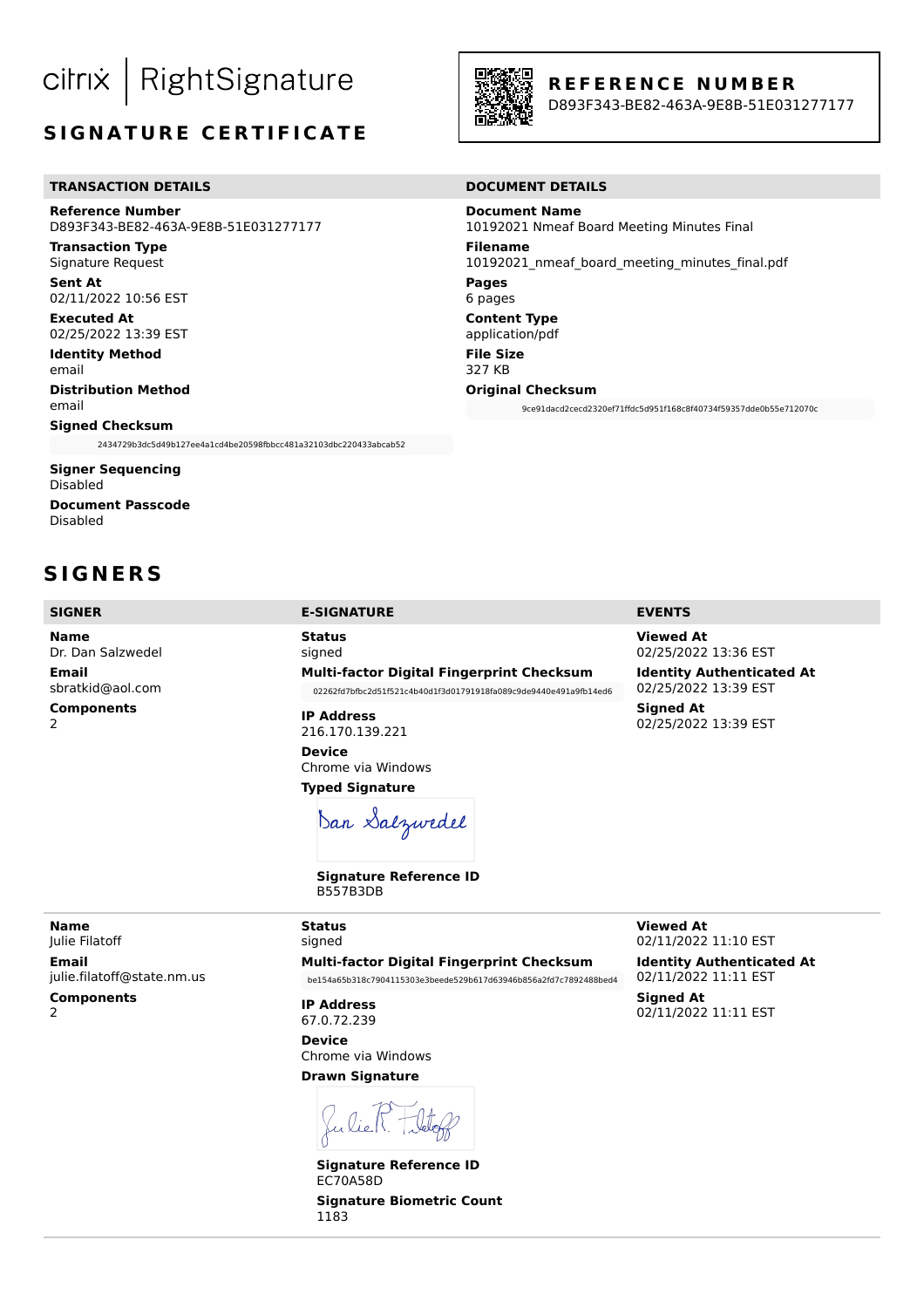citrix | RightSignature

# SIGNATURE CERTIFICATE

**REFERENCE NUMBER**
D893F343-BE82-463A-9E8B-51E031277177

## TRANSACTION DETAILS

**Reference Number**
D893F343-BE82-463A-9E8B-51E031277177

**Transaction Type**
Signature Request

**Sent At**
02/11/2022 10:56 EST

**Executed At**
02/25/2022 13:39 EST

**Identity Method**
email

**Distribution Method**
email

**Signed Checksum**
2434729b3dc5d49b127ee4a1cd4be20598fbbcc481a32103dbc220433abcab52

**Signer Sequencing**
Disabled

**Document Passcode**
Disabled

## DOCUMENT DETAILS

**Document Name**
10192021 Nmeaf Board Meeting Minutes Final

**Filename**
10192021_nmeaf_board_meeting_minutes_final.pdf

**Pages**
6 pages

**Content Type**
application/pdf

**File Size**
327 KB

**Original Checksum**
9ce91dacd2cecd2320ef71ffdc5d951f168c8f40734f59357dde0b55e712070c

# SIGNERS

| SIGNER | E-SIGNATURE | EVENTS |
|---|---|---|
| **Name** Dr. Dan Salzwedel<br>**Email** sbratkid@aol.com<br>**Components** 2 | **Status** signed<br>**Multi-factor Digital Fingerprint Checksum** 02262fd7bfbc2d51f521c4b40d1f3d01791918fa089c9de9440e491a9fb14ed6<br>**IP Address** 216.170.139.221<br>**Device** Chrome via Windows<br>**Typed Signature** Dan Salzwedel<br>**Signature Reference ID** B557B3DB | **Viewed At** 02/25/2022 13:36 EST<br>**Identity Authenticated At** 02/25/2022 13:39 EST<br>**Signed At** 02/25/2022 13:39 EST |
| **Name** Julie Filatoff<br>**Email** julie.filatoff@state.nm.us<br>**Components** 2 | **Status** signed<br>**Multi-factor Digital Fingerprint Checksum** be154a65b318c7904115303e3beede529b617d63946b856a2fd7c7892488bed4<br>**IP Address** 67.0.72.239<br>**Device** Chrome via Windows<br>**Drawn Signature** Julie R. Filatoff<br>**Signature Reference ID** EC70A58D<br>**Signature Biometric Count** 1183 | **Viewed At** 02/11/2022 11:10 EST<br>**Identity Authenticated At** 02/11/2022 11:11 EST<br>**Signed At** 02/11/2022 11:11 EST |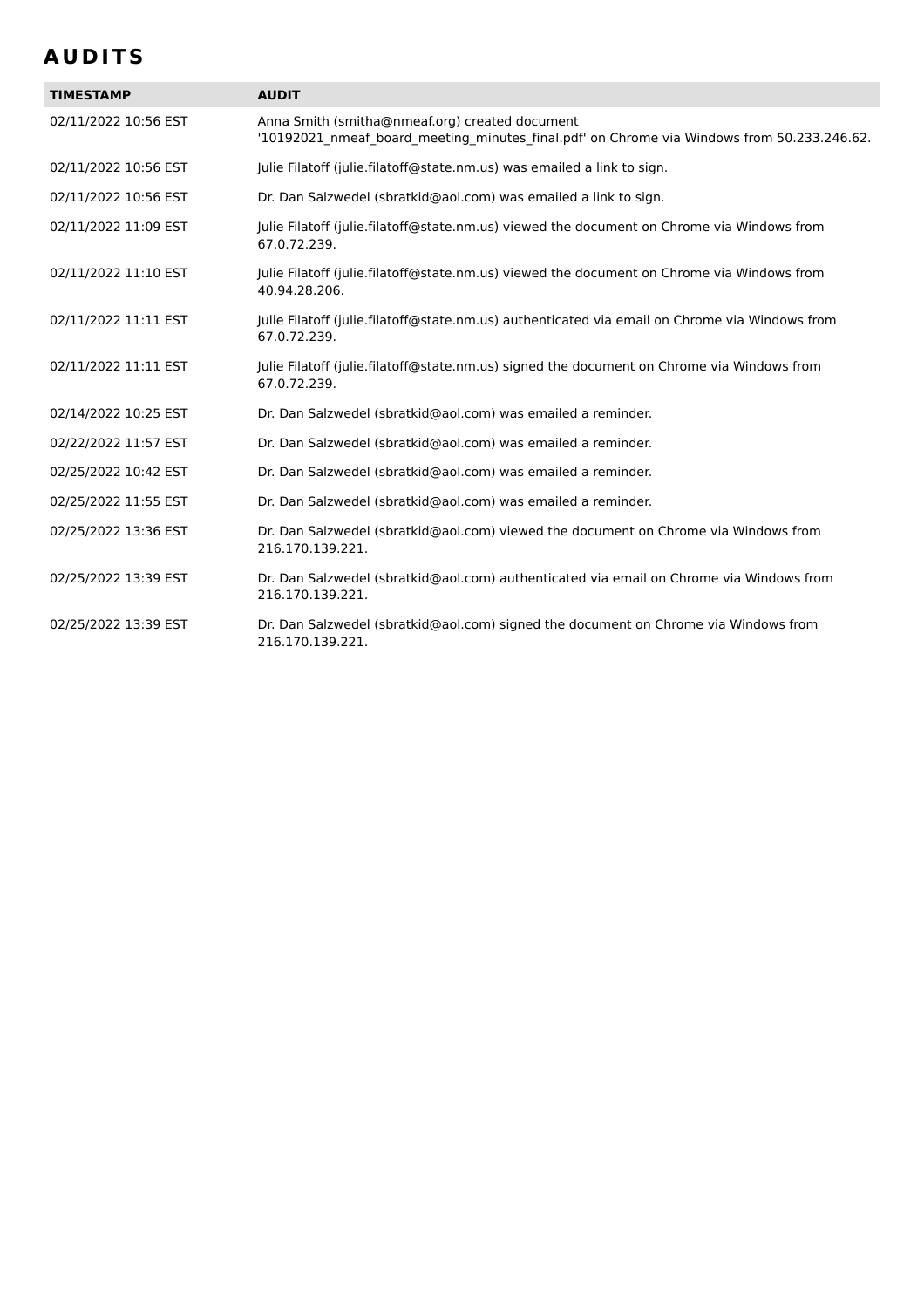# AUDITS

| TIMESTAMP | AUDIT |
| --- | --- |
| 02/11/2022 10:56 EST | Anna Smith (smitha@nmeaf.org) created document '10192021_nmeaf_board_meeting_minutes_final.pdf' on Chrome via Windows from 50.233.246.62. |
| 02/11/2022 10:56 EST | Julie Filatoff (julie.filatoff@state.nm.us) was emailed a link to sign. |
| 02/11/2022 10:56 EST | Dr. Dan Salzwedel (sbratkid@aol.com) was emailed a link to sign. |
| 02/11/2022 11:09 EST | Julie Filatoff (julie.filatoff@state.nm.us) viewed the document on Chrome via Windows from 67.0.72.239. |
| 02/11/2022 11:10 EST | Julie Filatoff (julie.filatoff@state.nm.us) viewed the document on Chrome via Windows from 40.94.28.206. |
| 02/11/2022 11:11 EST | Julie Filatoff (julie.filatoff@state.nm.us) authenticated via email on Chrome via Windows from 67.0.72.239. |
| 02/11/2022 11:11 EST | Julie Filatoff (julie.filatoff@state.nm.us) signed the document on Chrome via Windows from 67.0.72.239. |
| 02/14/2022 10:25 EST | Dr. Dan Salzwedel (sbratkid@aol.com) was emailed a reminder. |
| 02/22/2022 11:57 EST | Dr. Dan Salzwedel (sbratkid@aol.com) was emailed a reminder. |
| 02/25/2022 10:42 EST | Dr. Dan Salzwedel (sbratkid@aol.com) was emailed a reminder. |
| 02/25/2022 11:55 EST | Dr. Dan Salzwedel (sbratkid@aol.com) was emailed a reminder. |
| 02/25/2022 13:36 EST | Dr. Dan Salzwedel (sbratkid@aol.com) viewed the document on Chrome via Windows from 216.170.139.221. |
| 02/25/2022 13:39 EST | Dr. Dan Salzwedel (sbratkid@aol.com) authenticated via email on Chrome via Windows from 216.170.139.221. |
| 02/25/2022 13:39 EST | Dr. Dan Salzwedel (sbratkid@aol.com) signed the document on Chrome via Windows from 216.170.139.221. |